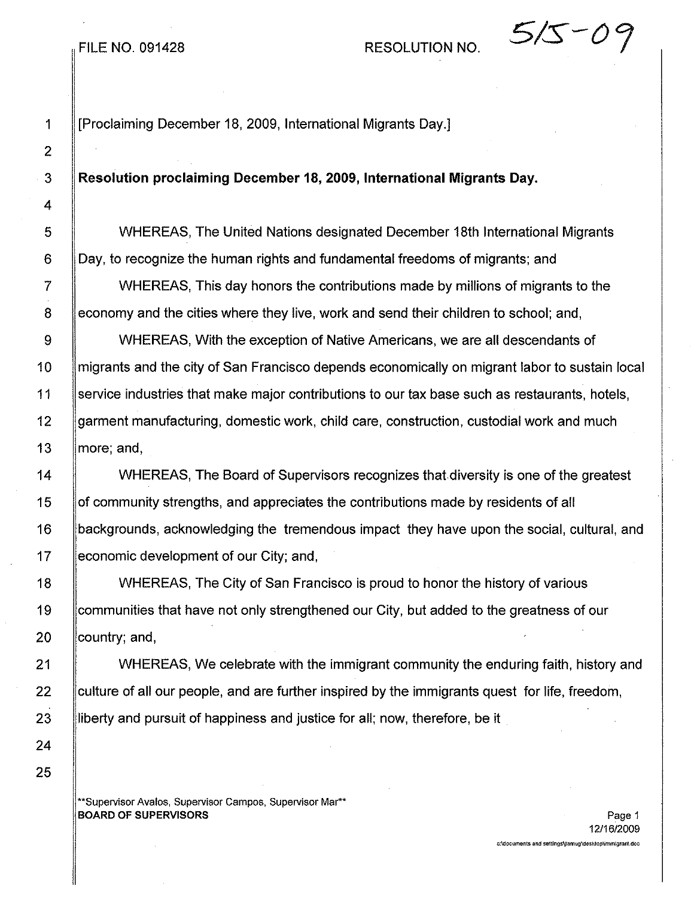FILE NO. 091428 RESOLUTION NO. 515-09

[Proclaiming December 18, 2009, International Migrants Day.]

**Resolution proclaiming December 18, 2009, International Migrants Day.**

WHEREAS, The United Nations designated December 18th International Migrants Day, to recognize the human rights and fundamental freedoms of migrants; and

WHEREAS, This day honors the contributions made by millions of migrants to the economy and the cities where they live, work and send their children to school; and,

WHEREAS, With the exception of Native Americans, we are all descendants of migrants and the city of San Francisco depends economically on migrant labor to sustain local service industries that make major contributions to our tax base such as restaurants, hotels, garment manufacturing, domestic work, child care, construction, custodial work and much more; and,

WHEREAS, The Board of Supervisors recognizes that diversity is one of the greatest of community strengths, and appreciates the contributions made by residents of all backgrounds, acknowledging the tremendous impact they have upon the social, cultural, and economic development of our City; and,

WHEREAS, The City of San Francisco is proud to honor the history of various communities that have not only strengthened our City, but added to the greatness of our country; and,

WHEREAS, We celebrate with the immigrant community the enduring faith, history and culture of all our people, and are further inspired by the immigrants quest for life, freedom, liberty and pursuit of happiness and justice for all; now, therefore, be it

**Supervisor Avalos, Supervisor Campos, Supervisor Mar**
**BOARD OF SUPERVISORS**

12/16/2009

c:\documents and settings\jamug\desktop\immigrant.doc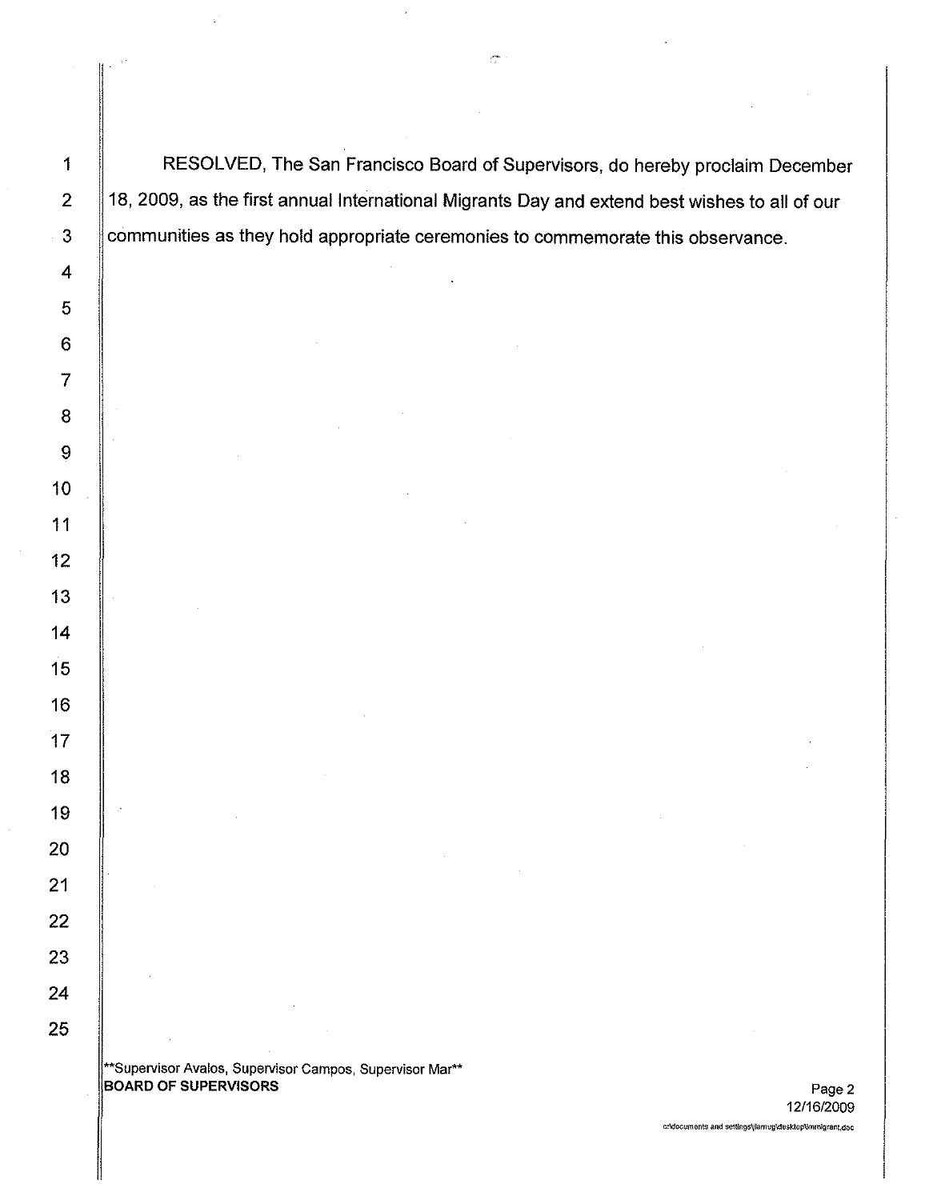RESOLVED, The San Francisco Board of Supervisors, do hereby proclaim December 18, 2009, as the first annual International Migrants Day and extend best wishes to all of our communities as they hold appropriate ceremonies to commemorate this observance.

**Supervisor Avalos, Supervisor Campos, Supervisor Mar**

**BOARD OF SUPERVISORS**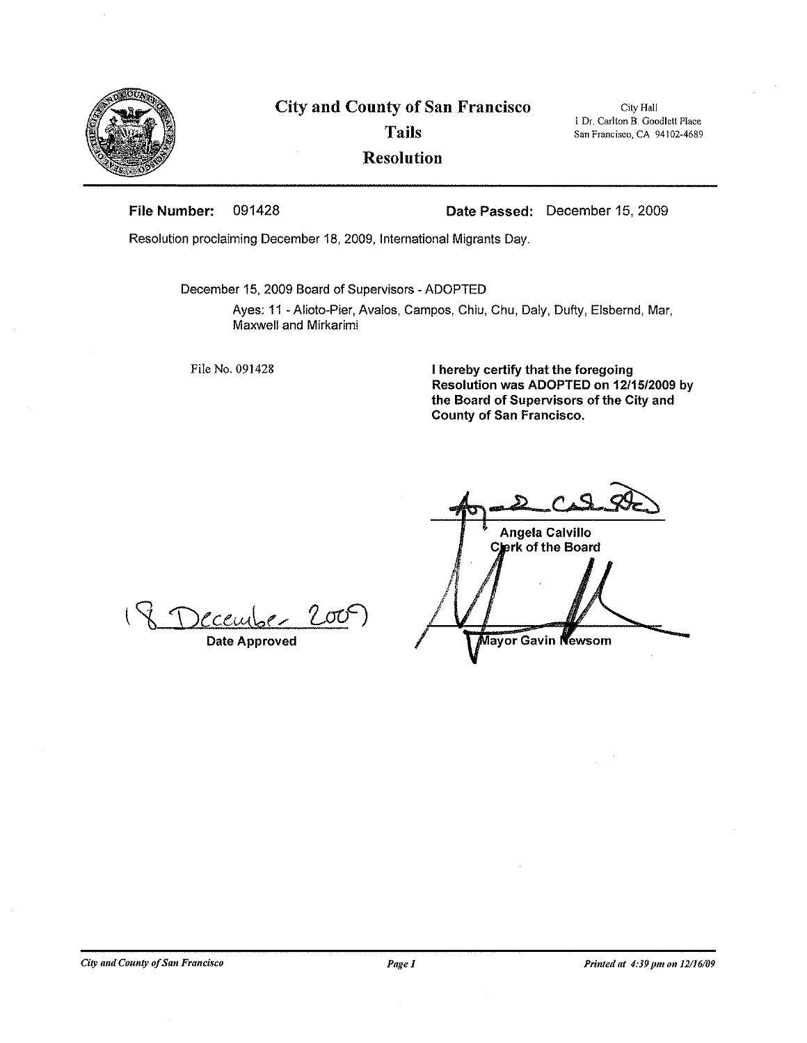# City and County of San Francisco

## Tails

## Resolution

City Hall
1 Dr. Carlton B. Goodlett Place
San Francisco, CA 94102-4689

**File Number:** 091428 **Date Passed:** December 15, 2009

Resolution proclaiming December 18, 2009, International Migrants Day.

December 15, 2009 Board of Supervisors - ADOPTED

Ayes: 11 - Alioto-Pier, Avalos, Campos, Chiu, Chu, Daly, Dufty, Elsbernd, Mar, Maxwell and Mirkarimi

File No. 091428

**I hereby certify that the foregoing Resolution was ADOPTED on 12/15/2009 by the Board of Supervisors of the City and County of San Francisco.**

**Angela Calvillo**
**Clerk of the Board**

18 December 2009
**Date Approved**

**Mayor Gavin Newsom**

*City and County of San Francisco* *Printed at 4:39 pm on 12/16/09*